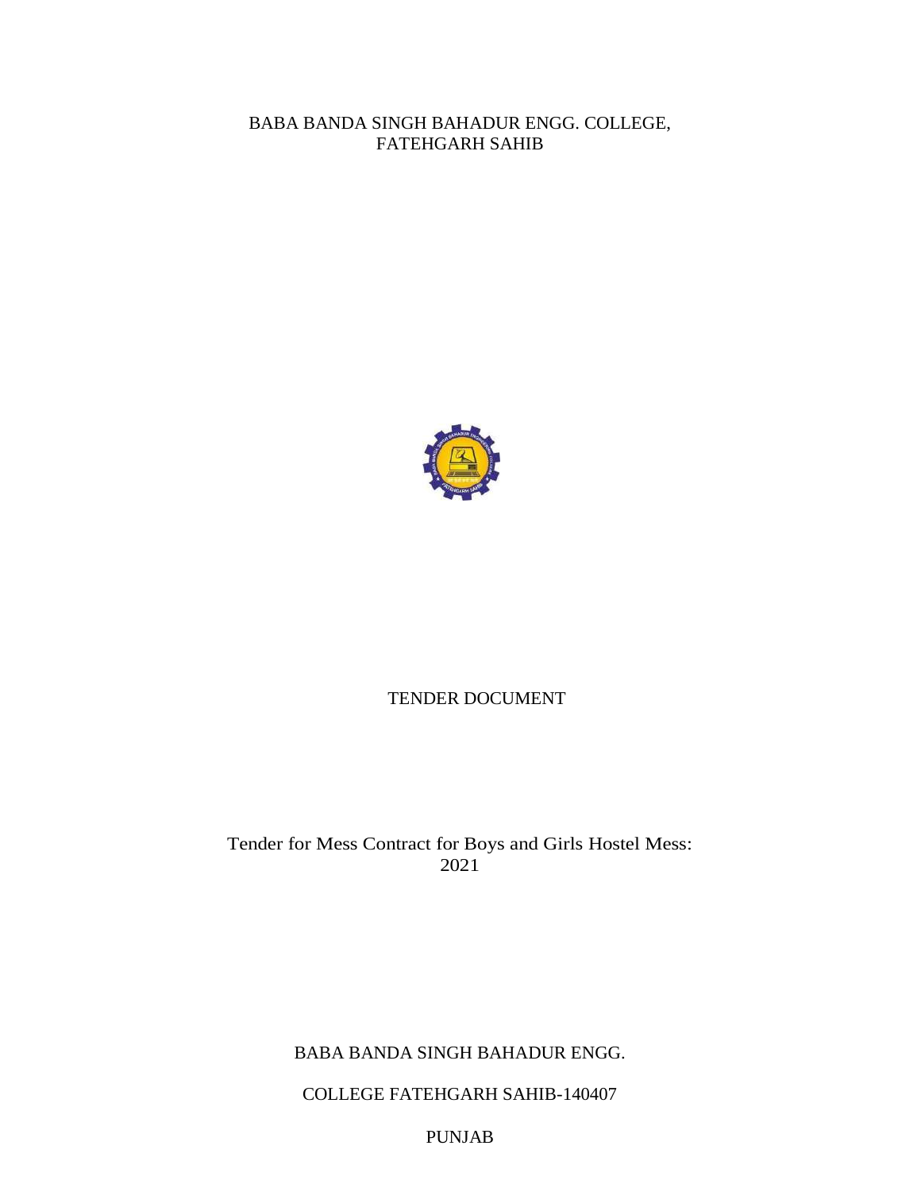# BABA BANDA SINGH BAHADUR ENGG. COLLEGE, FATEHGARH SAHIB

## TENDER DOCUMENT

### Tender for Mess Contract for Boys and Girls Hostel Mess: 2021

BABA BANDA SINGH BAHADUR ENGG.

COLLEGE FATEHGARH SAHIB-140407

PUNJAB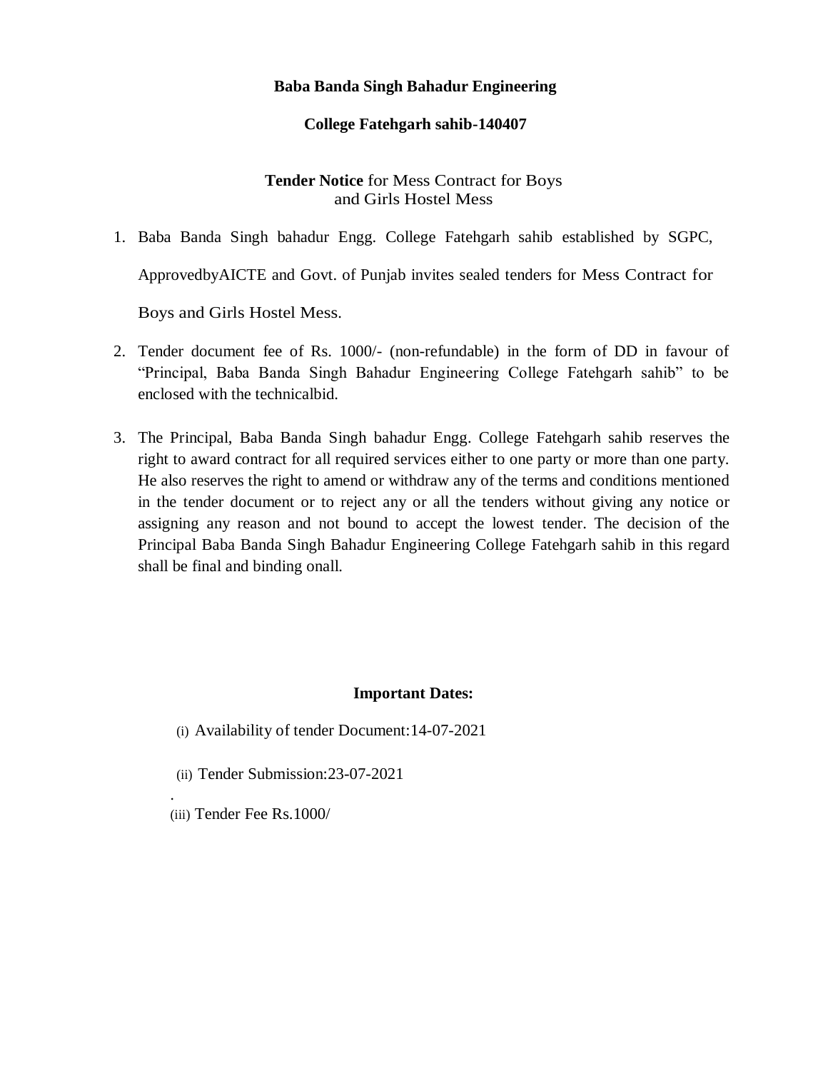**Baba Banda Singh Bahadur Engineering**

**College Fatehgarh sahib-140407**

**Tender Notice** for Mess Contract for Boys and Girls Hostel Mess

1. Baba Banda Singh bahadur Engg. College Fatehgarh sahib established by SGPC, ApprovedbyAICTE and Govt. of Punjab invites sealed tenders for Mess Contract for Boys and Girls Hostel Mess.
2. Tender document fee of Rs. 1000/- (non-refundable) in the form of DD in favour of "Principal, Baba Banda Singh Bahadur Engineering College Fatehgarh sahib" to be enclosed with the technicalbid.
3. The Principal, Baba Banda Singh bahadur Engg. College Fatehgarh sahib reserves the right to award contract for all required services either to one party or more than one party. He also reserves the right to amend or withdraw any of the terms and conditions mentioned in the tender document or to reject any or all the tenders without giving any notice or assigning any reason and not bound to accept the lowest tender. The decision of the Principal Baba Banda Singh Bahadur Engineering College Fatehgarh sahib in this regard shall be final and binding onall.

**Important Dates:**

(i) Availability of tender Document:14-07-2021

(ii) Tender Submission:23-07-2021

(iii) Tender Fee Rs.1000/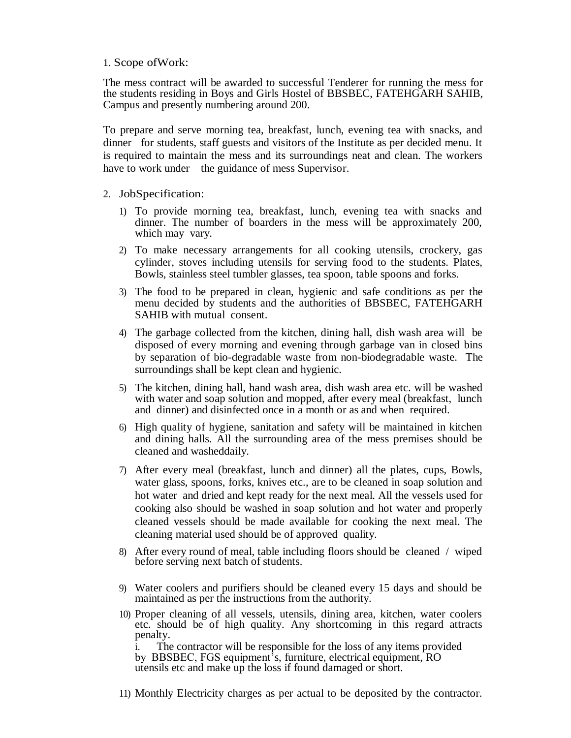1. Scope ofWork:

The mess contract will be awarded to successful Tenderer for running the mess for the students residing in Boys and Girls Hostel of BBSBEC, FATEHGARH SAHIB, Campus and presently numbering around 200.

To prepare and serve morning tea, breakfast, lunch, evening tea with snacks, and dinner for students, staff guests and visitors of the Institute as per decided menu. It is required to maintain the mess and its surroundings neat and clean. The workers have to work under the guidance of mess Supervisor.

2. JobSpecification:

1) To provide morning tea, breakfast, lunch, evening tea with snacks and dinner. The number of boarders in the mess will be approximately 200, which may vary.
2) To make necessary arrangements for all cooking utensils, crockery, gas cylinder, stoves including utensils for serving food to the students. Plates, Bowls, stainless steel tumbler glasses, tea spoon, table spoons and forks.
3) The food to be prepared in clean, hygienic and safe conditions as per the menu decided by students and the authorities of BBSBEC, FATEHGARH SAHIB with mutual consent.
4) The garbage collected from the kitchen, dining hall, dish wash area will be disposed of every morning and evening through garbage van in closed bins by separation of bio-degradable waste from non-biodegradable waste. The surroundings shall be kept clean and hygienic.
5) The kitchen, dining hall, hand wash area, dish wash area etc. will be washed with water and soap solution and mopped, after every meal (breakfast, lunch and dinner) and disinfected once in a month or as and when required.
6) High quality of hygiene, sanitation and safety will be maintained in kitchen and dining halls. All the surrounding area of the mess premises should be cleaned and washeddaily.
7) After every meal (breakfast, lunch and dinner) all the plates, cups, Bowls, water glass, spoons, forks, knives etc., are to be cleaned in soap solution and hot water and dried and kept ready for the next meal. All the vessels used for cooking also should be washed in soap solution and hot water and properly cleaned vessels should be made available for cooking the next meal. The cleaning material used should be of approved quality.
8) After every round of meal, table including floors should be cleaned / wiped before serving next batch of students.
9) Water coolers and purifiers should be cleaned every 15 days and should be maintained as per the instructions from the authority.
10) Proper cleaning of all vessels, utensils, dining area, kitchen, water coolers etc. should be of high quality. Any shortcoming in this regard attracts penalty.

    i. The contractor will be responsible for the loss of any items provided by BBSBEC, FGS equipment's, furniture, electrical equipment, RO utensils etc and make up the loss if found damaged or short.
11) Monthly Electricity charges as per actual to be deposited by the contractor.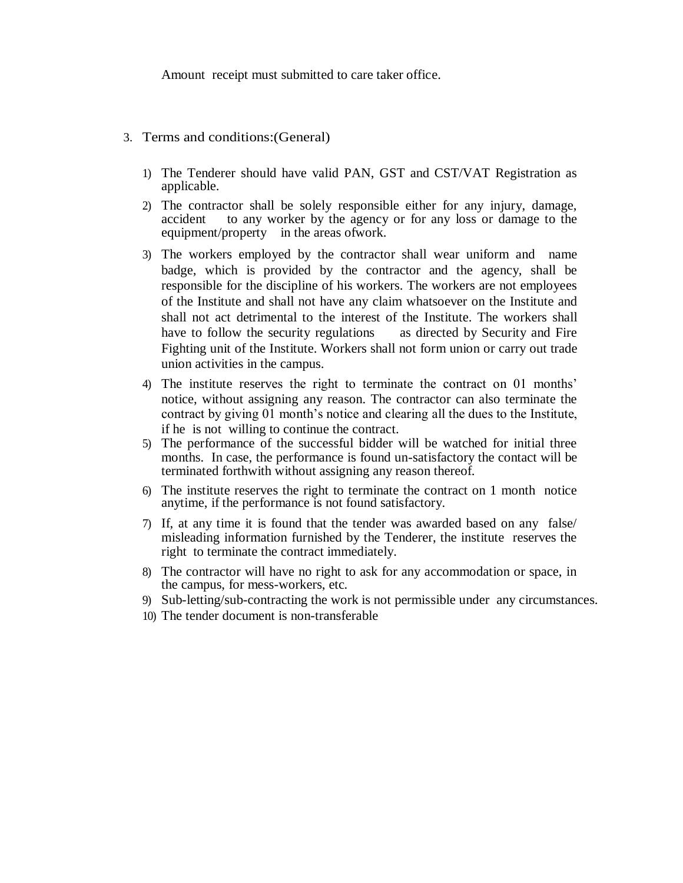Amount receipt must submitted to care taker office.

3. Terms and conditions:(General)

1) The Tenderer should have valid PAN, GST and CST/VAT Registration as applicable.
2) The contractor shall be solely responsible either for any injury, damage, accident to any worker by the agency or for any loss or damage to the equipment/property in the areas ofwork.
3) The workers employed by the contractor shall wear uniform and name badge, which is provided by the contractor and the agency, shall be responsible for the discipline of his workers. The workers are not employees of the Institute and shall not have any claim whatsoever on the Institute and shall not act detrimental to the interest of the Institute. The workers shall have to follow the security regulations as directed by Security and Fire Fighting unit of the Institute. Workers shall not form union or carry out trade union activities in the campus.
4) The institute reserves the right to terminate the contract on 01 months' notice, without assigning any reason. The contractor can also terminate the contract by giving 01 month's notice and clearing all the dues to the Institute, if he is not willing to continue the contract.
5) The performance of the successful bidder will be watched for initial three months. In case, the performance is found un-satisfactory the contact will be terminated forthwith without assigning any reason thereof.
6) The institute reserves the right to terminate the contract on 1 month notice anytime, if the performance is not found satisfactory.
7) If, at any time it is found that the tender was awarded based on any false/ misleading information furnished by the Tenderer, the institute reserves the right to terminate the contract immediately.
8) The contractor will have no right to ask for any accommodation or space, in the campus, for mess-workers, etc.
9) Sub-letting/sub-contracting the work is not permissible under any circumstances.
10) The tender document is non-transferable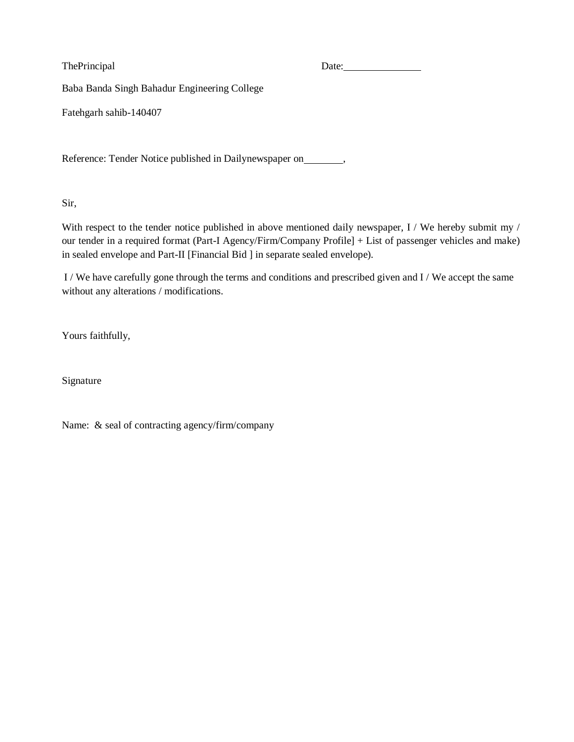ThePrincipal Date:_______________

Baba Banda Singh Bahadur Engineering College

Fatehgarh sahib-140407

Reference: Tender Notice published in Dailynewspaper on________,

Sir,

With respect to the tender notice published in above mentioned daily newspaper, I / We hereby submit my / our tender in a required format (Part-I Agency/Firm/Company Profile] + List of passenger vehicles and make) in sealed envelope and Part-II [Financial Bid ] in separate sealed envelope).

I / We have carefully gone through the terms and conditions and prescribed given and I / We accept the same without any alterations / modifications.

Yours faithfully,

Signature

Name: & seal of contracting agency/firm/company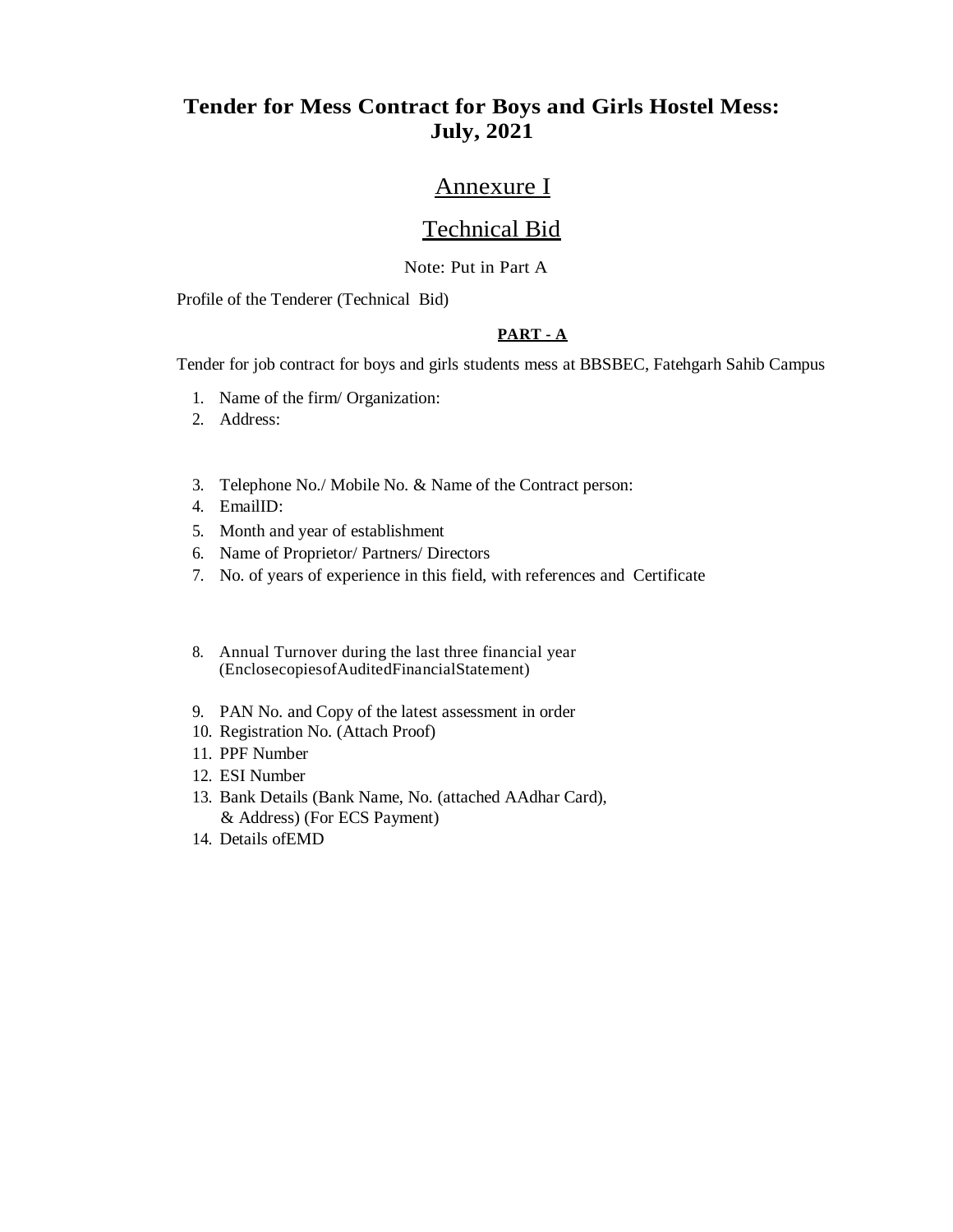# Tender for Mess Contract for Boys and Girls Hostel Mess: July, 2021

## Annexure I

## Technical Bid

Note: Put in Part A

Profile of the Tenderer (Technical Bid)

**PART - A**

Tender for job contract for boys and girls students mess at BBSBEC, Fatehgarh Sahib Campus

1. Name of the firm/ Organization:
2. Address:
3. Telephone No./ Mobile No. & Name of the Contract person:
4. EmailID:
5. Month and year of establishment
6. Name of Proprietor/ Partners/ Directors
7. No. of years of experience in this field, with references and Certificate
8. Annual Turnover during the last three financial year (EnclosecopiesofAuditedFinancialStatement)
9. PAN No. and Copy of the latest assessment in order
10. Registration No. (Attach Proof)
11. PPF Number
12. ESI Number
13. Bank Details (Bank Name, No. (attached AAdhar Card), & Address) (For ECS Payment)
14. Details ofEMD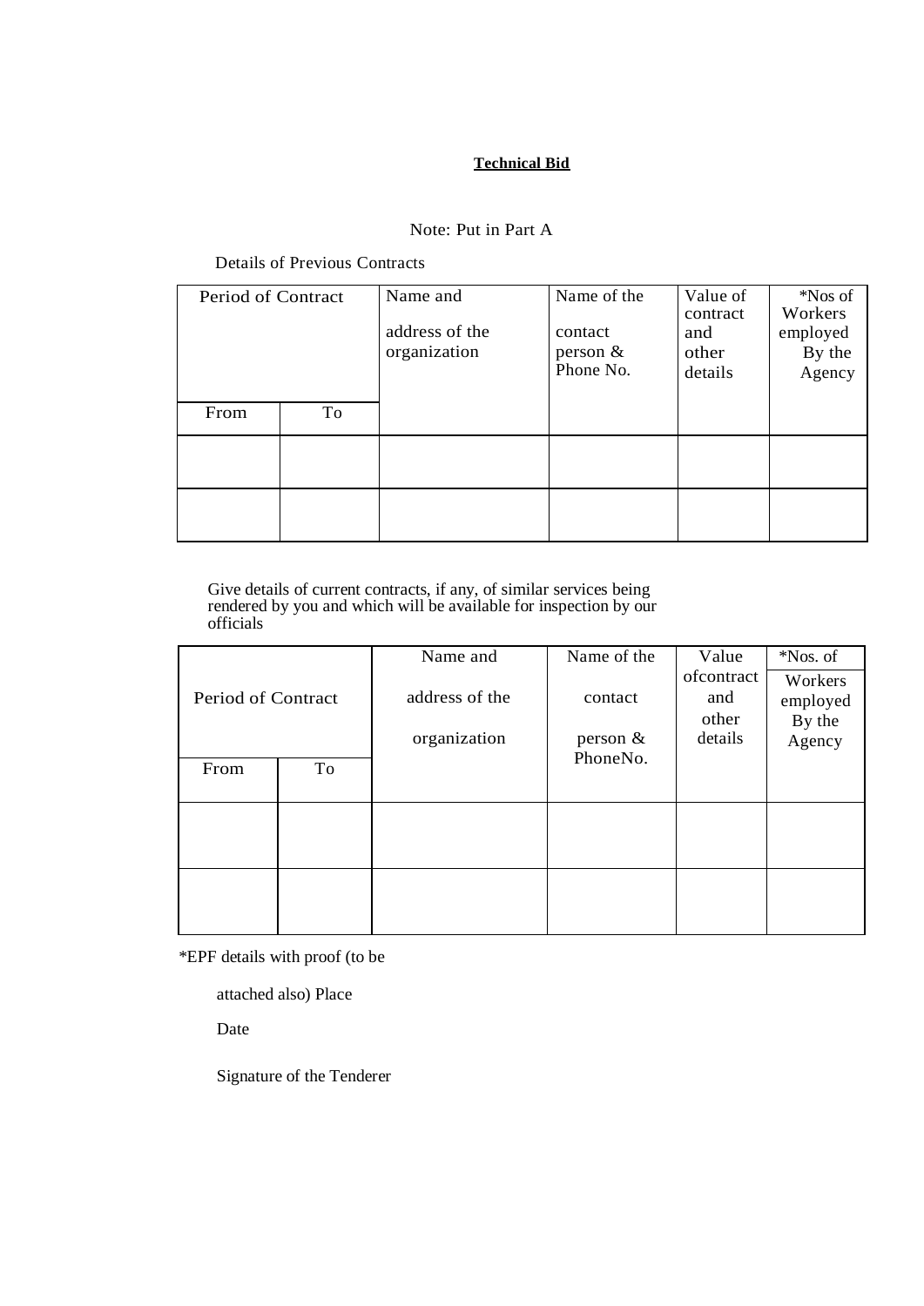**Technical Bid**

Note: Put in Part A

Details of Previous Contracts

| Period of Contract | | Name and address of the organization | Name of the contact person & Phone No. | Value of contract and other details | *Nos of Workers employed By the Agency |
|---|---|---|---|---|---|
| From | To | | | | |
| | | | | | |
| | | | | | |

Give details of current contracts, if any, of similar services being rendered by you and which will be available for inspection by our officials

| Period of Contract | | Name and address of the organization | Name of the contact person & PhoneNo. | Value ofcontract and other details | *Nos. of Workers employed By the Agency |
|---|---|---|---|---|---|
| From | To | | | | |
| | | | | | |
| | | | | | |

*EPF details with proof (to be attached also) Place

Date

Signature of the Tenderer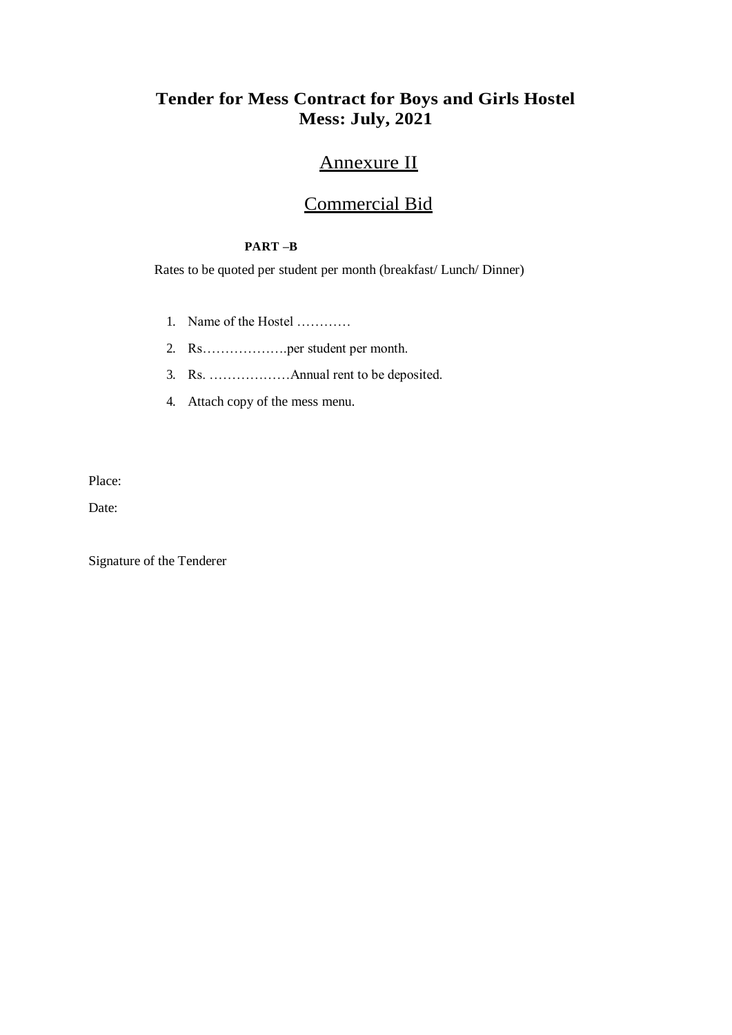# Tender for Mess Contract for Boys and Girls Hostel Mess: July, 2021

## Annexure II

## Commercial Bid

**PART –B**

Rates to be quoted per student per month (breakfast/ Lunch/ Dinner)

1. Name of the Hostel …………
2. Rs……………….per student per month.
3. Rs. ………………Annual rent to be deposited.
4. Attach copy of the mess menu.

Place:

Date:

Signature of the Tenderer